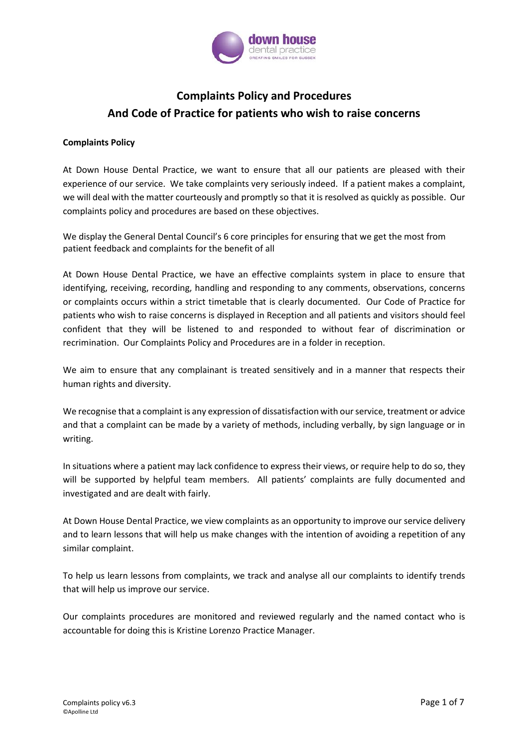# Complaints Policy and Procedures
# And Code of Practice for patients who wish to raise concerns

**Complaints Policy**

At Down House Dental Practice, we want to ensure that all our patients are pleased with their experience of our service. We take complaints very seriously indeed. If a patient makes a complaint, we will deal with the matter courteously and promptly so that it is resolved as quickly as possible. Our complaints policy and procedures are based on these objectives.

We display the General Dental Council's 6 core principles for ensuring that we get the most from patient feedback and complaints for the benefit of all

At Down House Dental Practice, we have an effective complaints system in place to ensure that identifying, receiving, recording, handling and responding to any comments, observations, concerns or complaints occurs within a strict timetable that is clearly documented. Our Code of Practice for patients who wish to raise concerns is displayed in Reception and all patients and visitors should feel confident that they will be listened to and responded to without fear of discrimination or recrimination. Our Complaints Policy and Procedures are in a folder in reception.

We aim to ensure that any complainant is treated sensitively and in a manner that respects their human rights and diversity.

We recognise that a complaint is any expression of dissatisfaction with our service, treatment or advice and that a complaint can be made by a variety of methods, including verbally, by sign language or in writing.

In situations where a patient may lack confidence to express their views, or require help to do so, they will be supported by helpful team members. All patients' complaints are fully documented and investigated and are dealt with fairly.

At Down House Dental Practice, we view complaints as an opportunity to improve our service delivery and to learn lessons that will help us make changes with the intention of avoiding a repetition of any similar complaint.

To help us learn lessons from complaints, we track and analyse all our complaints to identify trends that will help us improve our service.

Our complaints procedures are monitored and reviewed regularly and the named contact who is accountable for doing this is Kristine Lorenzo Practice Manager.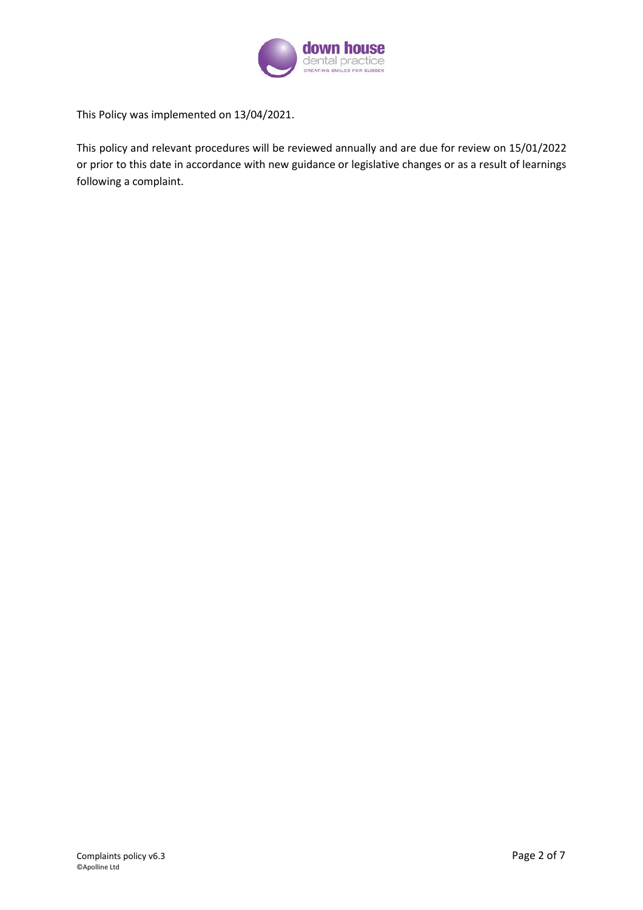This Policy was implemented on 13/04/2021.

This policy and relevant procedures will be reviewed annually and are due for review on 15/01/2022 or prior to this date in accordance with new guidance or legislative changes or as a result of learnings following a complaint.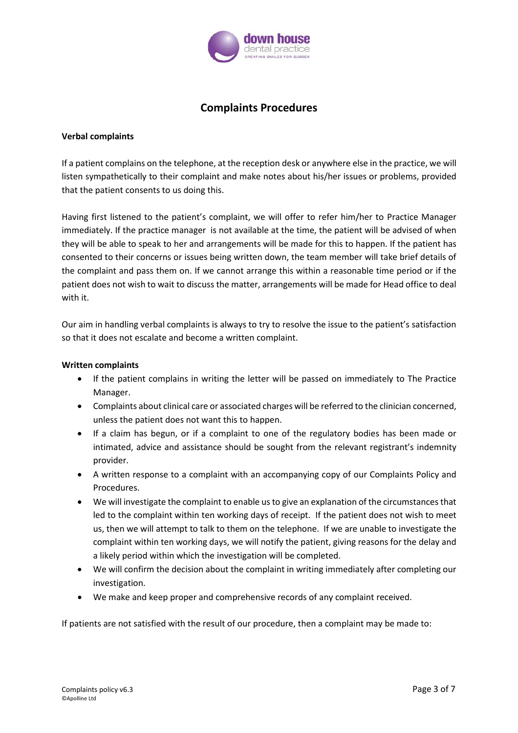# Complaints Procedures

**Verbal complaints**

If a patient complains on the telephone, at the reception desk or anywhere else in the practice, we will listen sympathetically to their complaint and make notes about his/her issues or problems, provided that the patient consents to us doing this.

Having first listened to the patient's complaint, we will offer to refer him/her to Practice Manager immediately. If the practice manager is not available at the time, the patient will be advised of when they will be able to speak to her and arrangements will be made for this to happen. If the patient has consented to their concerns or issues being written down, the team member will take brief details of the complaint and pass them on. If we cannot arrange this within a reasonable time period or if the patient does not wish to wait to discuss the matter, arrangements will be made for Head office to deal with it.

Our aim in handling verbal complaints is always to try to resolve the issue to the patient's satisfaction so that it does not escalate and become a written complaint.

**Written complaints**

- If the patient complains in writing the letter will be passed on immediately to The Practice Manager.
- Complaints about clinical care or associated charges will be referred to the clinician concerned, unless the patient does not want this to happen.
- If a claim has begun, or if a complaint to one of the regulatory bodies has been made or intimated, advice and assistance should be sought from the relevant registrant's indemnity provider.
- A written response to a complaint with an accompanying copy of our Complaints Policy and Procedures.
- We will investigate the complaint to enable us to give an explanation of the circumstances that led to the complaint within ten working days of receipt. If the patient does not wish to meet us, then we will attempt to talk to them on the telephone. If we are unable to investigate the complaint within ten working days, we will notify the patient, giving reasons for the delay and a likely period within which the investigation will be completed.
- We will confirm the decision about the complaint in writing immediately after completing our investigation.
- We make and keep proper and comprehensive records of any complaint received.

If patients are not satisfied with the result of our procedure, then a complaint may be made to: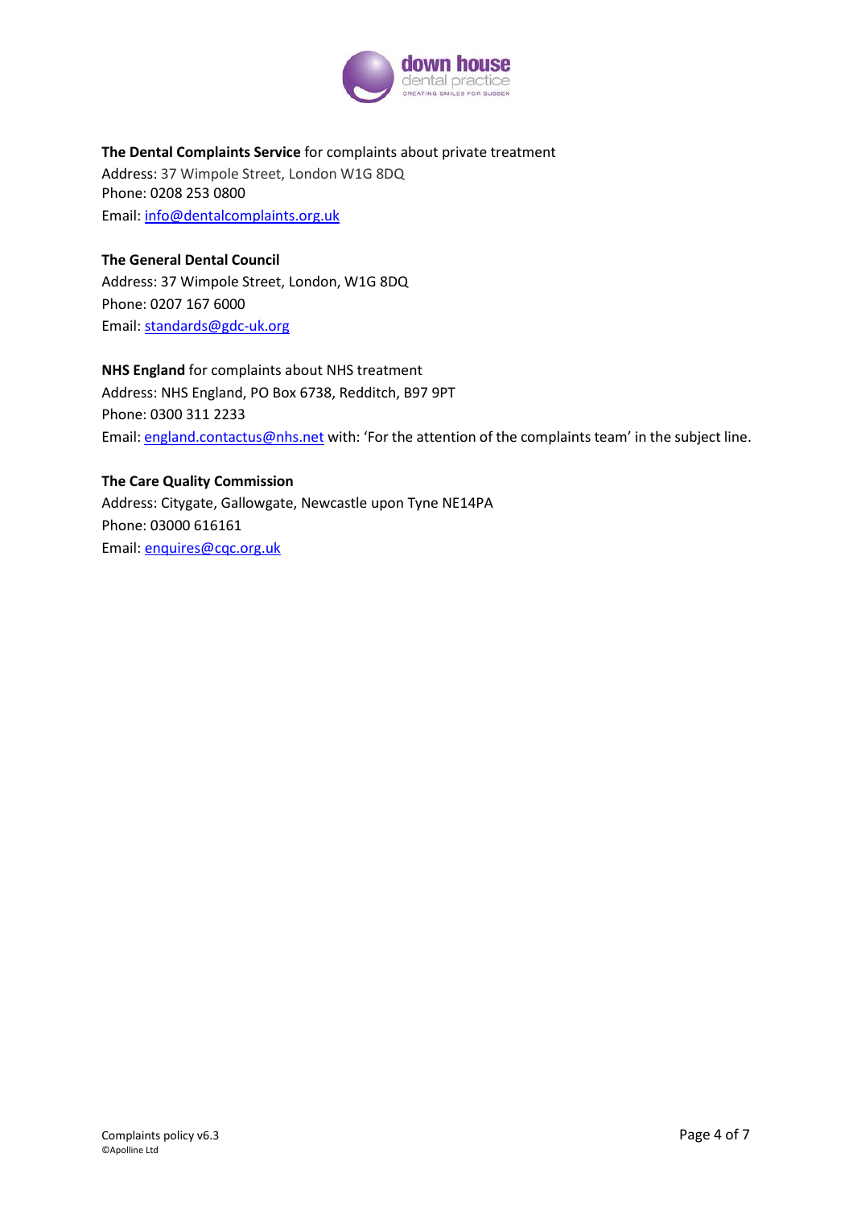**The Dental Complaints Service** for complaints about private treatment
Address: 37 Wimpole Street, London W1G 8DQ
Phone: 0208 253 0800
Email: info@dentalcomplaints.org.uk

**The General Dental Council**
Address: 37 Wimpole Street, London, W1G 8DQ
Phone: 0207 167 6000
Email: standards@gdc-uk.org

**NHS England** for complaints about NHS treatment
Address: NHS England, PO Box 6738, Redditch, B97 9PT
Phone: 0300 311 2233
Email: england.contactus@nhs.net with: 'For the attention of the complaints team' in the subject line.

**The Care Quality Commission**
Address: Citygate, Gallowgate, Newcastle upon Tyne NE14PA
Phone: 03000 616161
Email: enquires@cqc.org.uk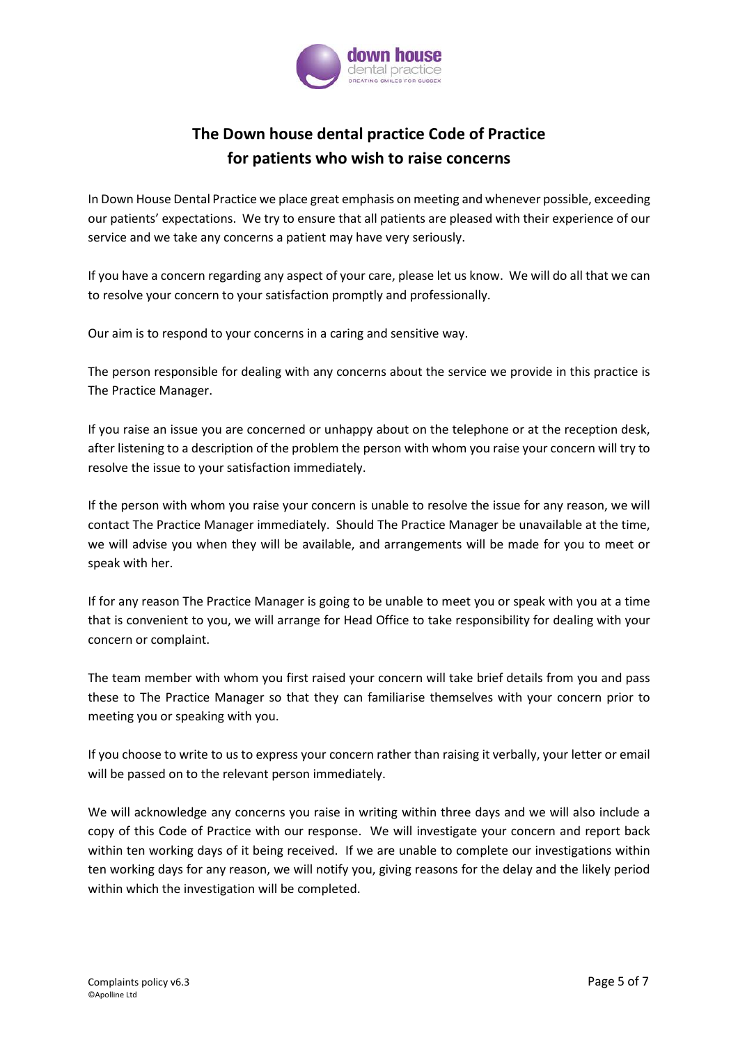# The Down house dental practice Code of Practice for patients who wish to raise concerns

In Down House Dental Practice we place great emphasis on meeting and whenever possible, exceeding our patients' expectations. We try to ensure that all patients are pleased with their experience of our service and we take any concerns a patient may have very seriously.

If you have a concern regarding any aspect of your care, please let us know. We will do all that we can to resolve your concern to your satisfaction promptly and professionally.

Our aim is to respond to your concerns in a caring and sensitive way.

The person responsible for dealing with any concerns about the service we provide in this practice is The Practice Manager.

If you raise an issue you are concerned or unhappy about on the telephone or at the reception desk, after listening to a description of the problem the person with whom you raise your concern will try to resolve the issue to your satisfaction immediately.

If the person with whom you raise your concern is unable to resolve the issue for any reason, we will contact The Practice Manager immediately. Should The Practice Manager be unavailable at the time, we will advise you when they will be available, and arrangements will be made for you to meet or speak with her.

If for any reason The Practice Manager is going to be unable to meet you or speak with you at a time that is convenient to you, we will arrange for Head Office to take responsibility for dealing with your concern or complaint.

The team member with whom you first raised your concern will take brief details from you and pass these to The Practice Manager so that they can familiarise themselves with your concern prior to meeting you or speaking with you.

If you choose to write to us to express your concern rather than raising it verbally, your letter or email will be passed on to the relevant person immediately.

We will acknowledge any concerns you raise in writing within three days and we will also include a copy of this Code of Practice with our response. We will investigate your concern and report back within ten working days of it being received. If we are unable to complete our investigations within ten working days for any reason, we will notify you, giving reasons for the delay and the likely period within which the investigation will be completed.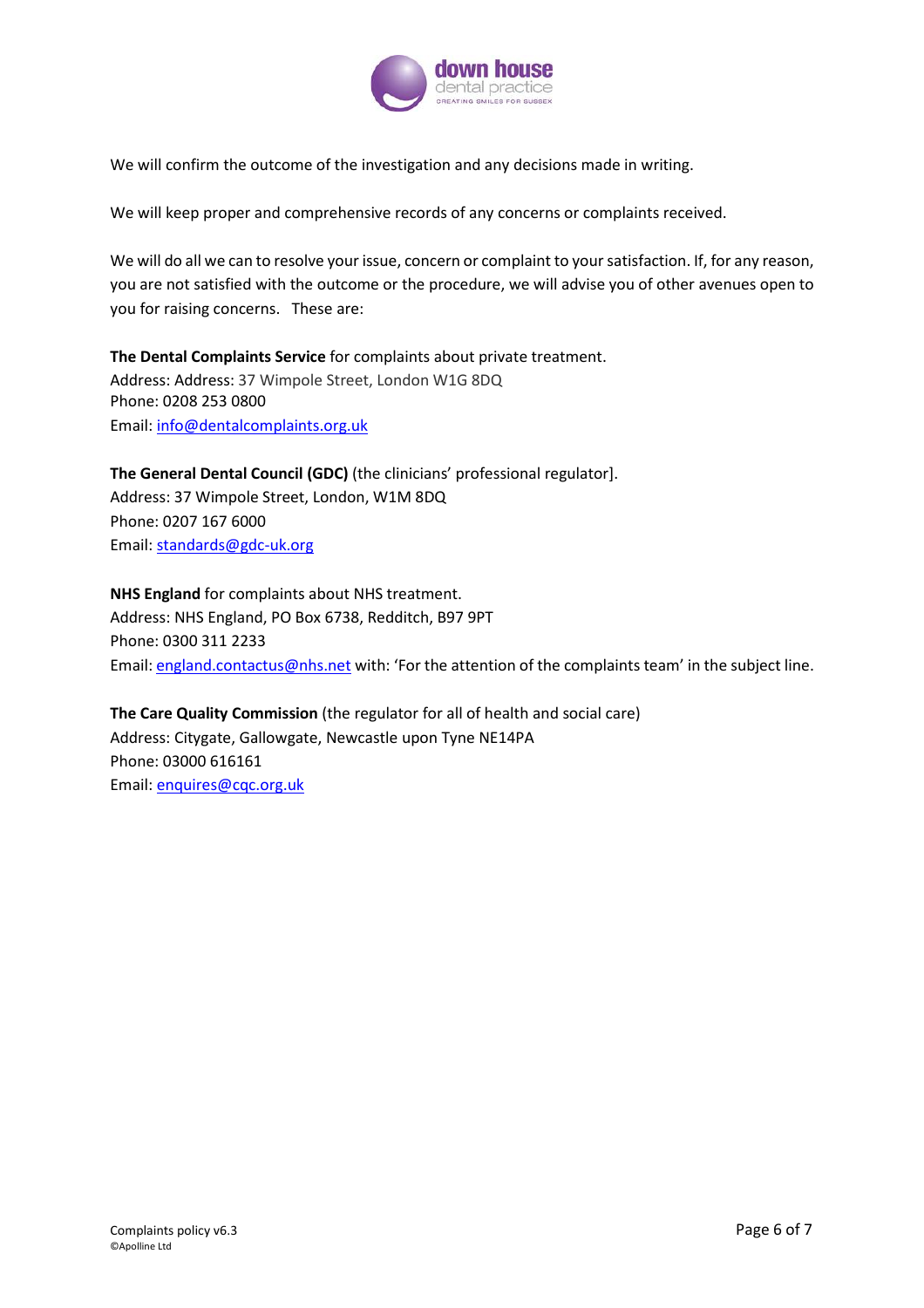We will confirm the outcome of the investigation and any decisions made in writing.

We will keep proper and comprehensive records of any concerns or complaints received.

We will do all we can to resolve your issue, concern or complaint to your satisfaction. If, for any reason, you are not satisfied with the outcome or the procedure, we will advise you of other avenues open to you for raising concerns. These are:

**The Dental Complaints Service** for complaints about private treatment.
Address: Address: 37 Wimpole Street, London W1G 8DQ
Phone: 0208 253 0800
Email: info@dentalcomplaints.org.uk

**The General Dental Council (GDC)** (the clinicians' professional regulator].
Address: 37 Wimpole Street, London, W1M 8DQ
Phone: 0207 167 6000
Email: standards@gdc-uk.org

**NHS England** for complaints about NHS treatment.
Address: NHS England, PO Box 6738, Redditch, B97 9PT
Phone: 0300 311 2233
Email: england.contactus@nhs.net with: 'For the attention of the complaints team' in the subject line.

**The Care Quality Commission** (the regulator for all of health and social care)
Address: Citygate, Gallowgate, Newcastle upon Tyne NE14PA
Phone: 03000 616161
Email: enquires@cqc.org.uk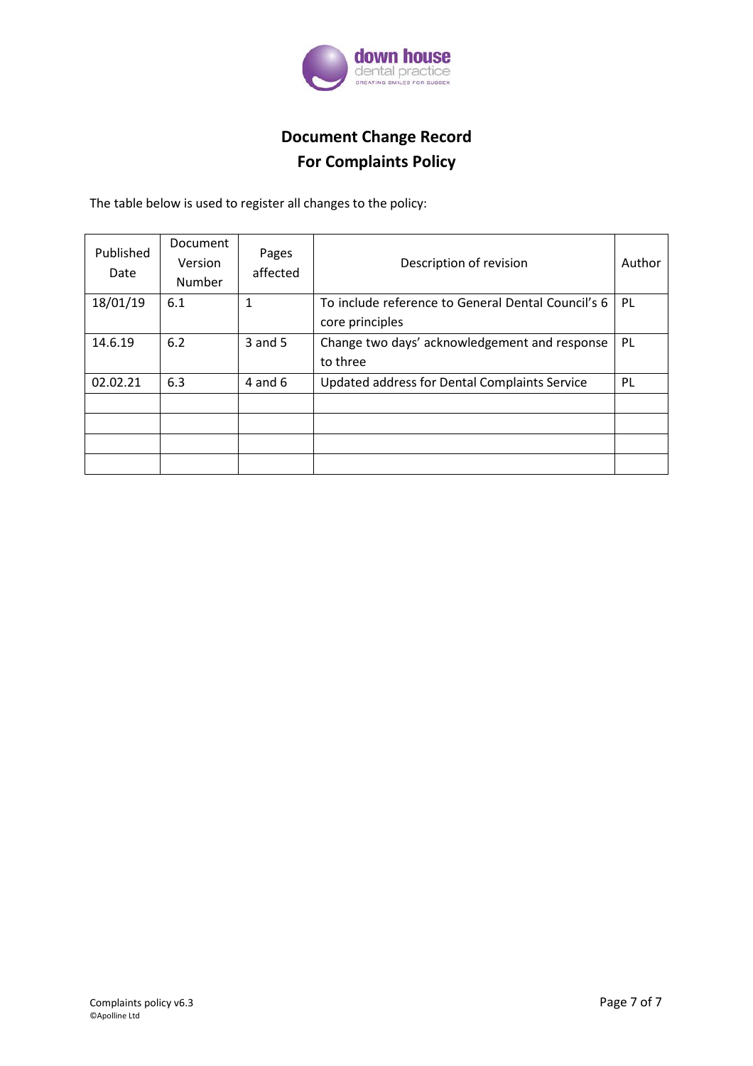# Document Change Record
# For Complaints Policy

The table below is used to register all changes to the policy:

| Published Date | Document Version Number | Pages affected | Description of revision | Author |
|---|---|---|---|---|
| 18/01/19 | 6.1 | 1 | To include reference to General Dental Council's 6 core principles | PL |
| 14.6.19 | 6.2 | 3 and 5 | Change two days' acknowledgement and response to three | PL |
| 02.02.21 | 6.3 | 4 and 6 | Updated address for Dental Complaints Service | PL |
| | | | | |
| | | | | |
| | | | | |
| | | | | |